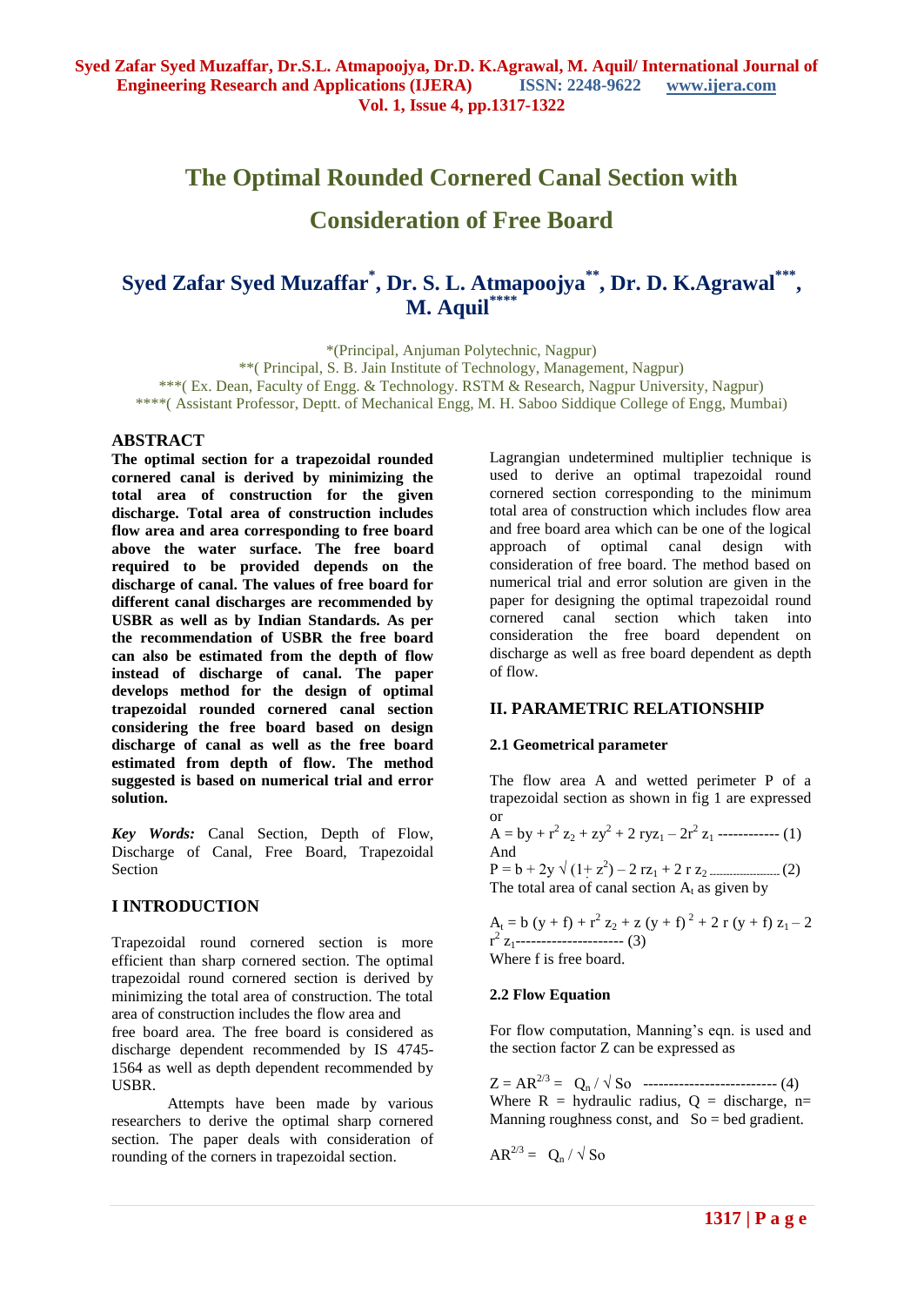# The Optimal Rounded Cornered Canal Section with Consideration of Free Board

## Syed Zafar Syed Muzaffar*, Dr. S. L. Atmapoojya**, Dr. D. K.Agrawal***, M. Aquil****

*(Principal, Anjuman Polytechnic, Nagpur)
**( Principal, S. B. Jain Institute of Technology, Management, Nagpur)
***( Ex. Dean, Faculty of Engg. & Technology. RSTM & Research, Nagpur University, Nagpur)
****( Assistant Professor, Deptt. of Mechanical Engg, M. H. Saboo Siddique College of Engg, Mumbai)

## ABSTRACT

**The optimal section for a trapezoidal rounded cornered canal is derived by minimizing the total area of construction for the given discharge. Total area of construction includes flow area and area corresponding to free board above the water surface. The free board required to be provided depends on the discharge of canal. The values of free board for different canal discharges are recommended by USBR as well as by Indian Standards. As per the recommendation of USBR the free board can also be estimated from the depth of flow instead of discharge of canal. The paper develops method for the design of optimal trapezoidal rounded cornered canal section considering the free board based on design discharge of canal as well as the free board estimated from depth of flow. The method suggested is based on numerical trial and error solution.**

***Key Words:*** Canal Section, Depth of Flow, Discharge of Canal, Free Board, Trapezoidal Section

## I INTRODUCTION

Trapezoidal round cornered section is more efficient than sharp cornered section. The optimal trapezoidal round cornered section is derived by minimizing the total area of construction. The total area of construction includes the flow area and free board area. The free board is considered as discharge dependent recommended by IS 4745-1564 as well as depth dependent recommended by USBR.

Attempts have been made by various researchers to derive the optimal sharp cornered section. The paper deals with consideration of rounding of the corners in trapezoidal section.

Lagrangian undetermined multiplier technique is used to derive an optimal trapezoidal round cornered section corresponding to the minimum total area of construction which includes flow area and free board area which can be one of the logical approach of optimal canal design with consideration of free board. The method based on numerical trial and error solution are given in the paper for designing the optimal trapezoidal round cornered canal section which taken into consideration the free board dependent on discharge as well as free board dependent as depth of flow.

## II. PARAMETRIC RELATIONSHIP

### 2.1 Geometrical parameter

The flow area A and wetted perimeter P of a trapezoidal section as shown in fig 1 are expressed or

$$A = by + r^2 z_2 + zy^2 + 2 ryz_1 - 2r^2 z_1 \text{ ------------ (1)}$$

And

$$P = b + 2y \sqrt{(1+z^2)} - 2 rz_1 + 2 r z_2 \text{ ---------- (2)}$$

The total area of canal section $A_t$ as given by

$$A_t = b (y + f) + r^2 z_2 + z (y + f)^2 + 2 r (y + f) z_1 - 2 r^2 z_1 \text{--------------------- (3)}$$

Where f is free board.

### 2.2 Flow Equation

For flow computation, Manning's eqn. is used and the section factor Z can be expressed as

$$Z = AR^{2/3} = Q_n / \sqrt{So} \text{ -------------------------- (4)}$$

Where R = hydraulic radius, Q = discharge, n= Manning roughness const, and So = bed gradient.

$$AR^{2/3} = Q_n / \sqrt{So}$$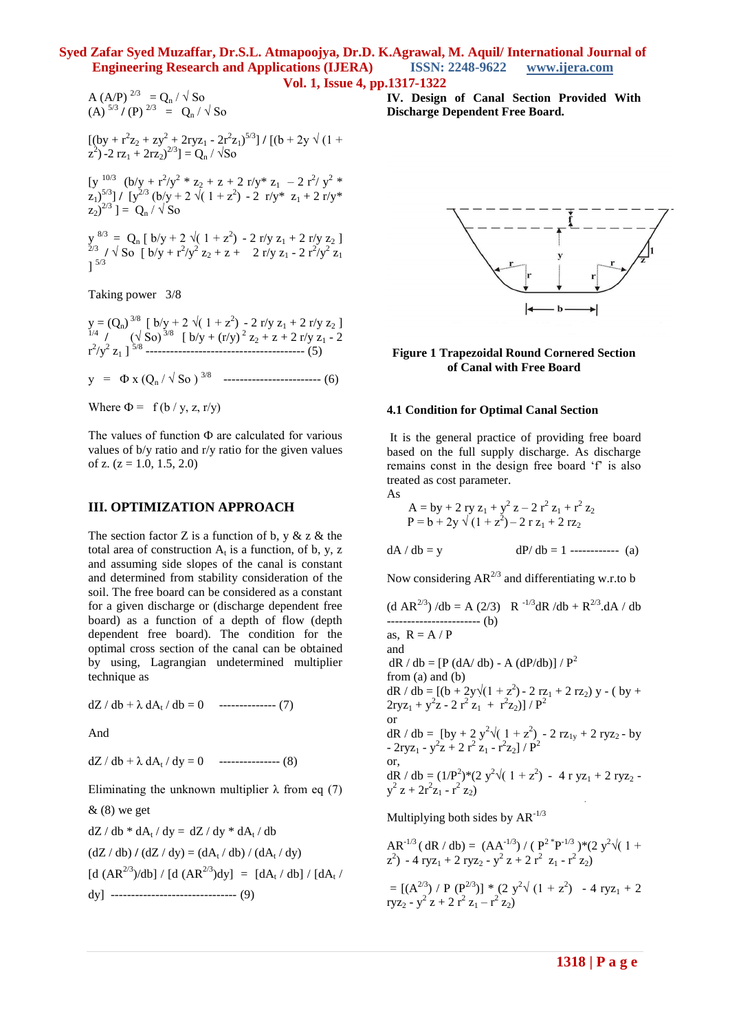$$A\,(A/P)^{2/3} = Q_n / \sqrt{So}$$

$$(A)^{5/3} / (P)^{2/3} = Q_n / \sqrt{So}$$

$$[(by + r^2 z_2 + zy^2 + 2ryz_1 - 2r^2 z_1)^{5/3}] / [(b + 2y\sqrt{(1+z^2)} - 2rz_1 + 2rz_2)^{2/3}] = Q_n / \sqrt{So}$$

$$[y^{10/3}\ (b/y + r^2/y^2 * z_2 + z + 2\,r/y * z_1 - 2\,r^2/y^2 * z_1)^{5/3}] / [y^{2/3}(b/y + 2\sqrt{(1+z^2)} - 2\,r/y * z_1 + 2\,r/y * z_2)^{2/3}] = Q_n / \sqrt{So}$$

$$y^{8/3} = Q_n\,[\,b/y + 2\sqrt{(1+z^2)} - 2\,r/y\,z_1 + 2\,r/y\,z_2\,]^{2/3} / \sqrt{So}\ [\,b/y + r^2/y^2\,z_2 + z + 2\,r/y\,z_1 - 2\,r^2/y^2\,z_1\,]^{5/3}$$

Taking power 3/8

$$y = (Q_n)^{3/8}\ [\,b/y + 2\sqrt{(1+z^2)} - 2\,r/y\,z_1 + 2\,r/y\,z_2\,]^{1/4} \;/\; (\sqrt{So})^{3/8}\ [\,b/y + (r/y)^2 z_2 + z + 2\,r/y\,z_1 - 2\,r^2/y^2\,z_1\,]^{5/8} \text{ ---------- (5)}$$

$$y = \Phi \times (Q_n / \sqrt{So})^{3/8} \text{ ---------- (6)}$$

Where $\Phi = f\,(b/y,\ z,\ r/y)$

The values of function $\Phi$ are calculated for various values of b/y ratio and r/y ratio for the given values of z. (z = 1.0, 1.5, 2.0)

## III. OPTIMIZATION APPROACH

The section factor Z is a function of b, y & z & the total area of construction $A_t$ is a function, of b, y, z and assuming side slopes of the canal is constant and determined from stability consideration of the soil. The free board can be considered as a constant for a given discharge or (discharge dependent free board) as a function of a depth of flow (depth dependent free board). The condition for the optimal cross section of the canal can be obtained by using, Lagrangian undetermined multiplier technique as

$$dZ / db + \lambda\, dA_t / db = 0 \text{ ---------- (7)}$$

And

$$dZ / db + \lambda\, dA_t / dy = 0 \text{ ---------- (8)}$$

Eliminating the unknown multiplier $\lambda$ from eq (7) & (8) we get

$$dZ / db * dA_t / dy = dZ / dy * dA_t / db$$

$$(dZ / db) / (dZ / dy) = (dA_t / db) / (dA_t / dy)$$

$$[d\,(AR^{2/3})/db] / [d\,(AR^{2/3})dy] = [dA_t / db] / [dA_t / dy] \text{ ---------- (9)}$$

## IV. Design of Canal Section Provided With Discharge Dependent Free Board.

**Figure 1 Trapezoidal Round Cornered Section of Canal with Free Board**

### 4.1 Condition for Optimal Canal Section

It is the general practice of providing free board based on the full supply discharge. As discharge remains const in the design free board 'f' is also treated as cost parameter.

As

$$A = by + 2\,ry\,z_1 + y^2 z - 2\,r^2 z_1 + r^2 z_2$$

$$P = b + 2y\sqrt{(1+z^2)} - 2\,r\,z_1 + 2\,rz_2$$

$$dA / db = y \qquad dP/ db = 1 \text{ ---------- (a)}$$

Now considering $AR^{2/3}$ and differentiating w.r.to b

$$(d\,AR^{2/3})/db = A\,(2/3)\ R^{-1/3} dR/db + R^{2/3}.dA / db \text{ ---------- (b)}$$

as, $R = A / P$

and

$$dR / db = [P\,(dA/db) - A\,(dP/db)] / P^2$$

from (a) and (b)

$$dR / db = [(b + 2y\sqrt{(1+z^2)} - 2\,rz_1 + 2\,rz_2)\,y - (by + 2ryz_1 + y^2 z - 2\,r^2 z_1 + r^2 z_2)] / P^2$$

or

$$dR / db = [by + 2\,y^2\sqrt{(1+z^2)} - 2\,rz_{1y} + 2\,ryz_2 - by - 2ryz_1 - y^2 z + 2\,r^2 z_1 - r^2 z_2] / P^2$$

or,

$$dR / db = (1/P^2)*(2\,y^2\sqrt{(1+z^2)} - 4\,r\,yz_1 + 2\,ryz_2 - y^2 z + 2r^2 z_1 - r^2 z_2)$$

Multiplying both sides by $AR^{-1/3}$

$$AR^{-1/3}(dR / db) = (AA^{-1/3}) / (P^2 * P^{-1/3}) * (2\,y^2\sqrt{(1+z^2)} - 4\,ryz_1 + 2\,ryz_2 - y^2 z + 2\,r^2 z_1 - r^2 z_2)$$

$$= [(A^{2/3}) / P\,(P^{2/3})] * (2\,y^2\sqrt{(1+z^2)} - 4\,ryz_1 + 2\,ryz_2 - y^2 z + 2\,r^2 z_1 - r^2 z_2)$$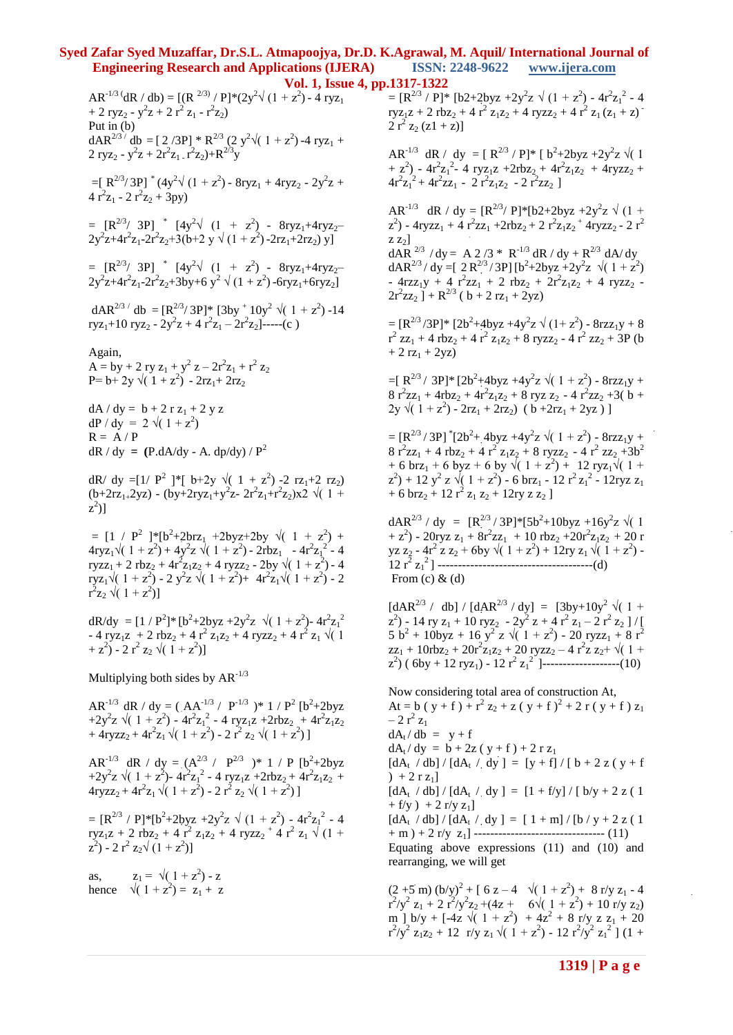$AR^{-1/3}(dR / db) = [(R^{2/3}) / P]*(2y^2\sqrt{(1 + z^2)} - 4\ ryz_1 + 2\ ryz_2 - y^2z + 2\ r^2 z_1 - r^2z_2)$

Put in (b)

$dAR^{2/3}/db = [2/3P] * R^{2/3} (2\ y^2\sqrt{(1 + z^2)} - 4\ ryz_1 + 2\ ryz_2 - y^2z + 2r^2z_1 - r^2z_2) + R^{2/3}y$

$= [R^{2/3}/3P] * (4y^2\sqrt{(1 + z^2)} - 8ryz_1 + 4ryz_2 - 2y^2z + 4\ r^2z_1 - 2\ r^2z_2 + 3py)$

$= [R^{2/3}/3P] * [4y^2\sqrt{(1 + z^2)} - 8ryz_1 + 4ryz_2 - 2y^2z + 4r^2z_1 - 2r^2z_2 + 3(b + 2\ y\sqrt{(1 + z^2)} - 2rz_1 + 2rz_2)\ y]$

$= [R^{2/3}/3P] * [4y^2\sqrt{(1 + z^2)} - 8ryz_1 + 4ryz_2 - 2y^2z + 4r^2z_1 - 2r^2z_2 + 3by + 6\ y^2\sqrt{(1 + z^2)} - 6ryz_1 + 6ryz_2]$

$dAR^{2/3}/db = [R^{2/3}/3P]*[3by + 10y^2\sqrt{(1 + z^2)} - 14\ ryz_1 + 10\ ryz_2 - 2y^2z + 4\ r^2z_1 - 2r^2z_2]$-----(c)

Again,

$A = by + 2\ ry\ z_1 + y^2\ z - 2r^2z_1 + r^2\ z_2$

$P = b + 2y\sqrt{(1 + z^2)} - 2rz_1 + 2rz_2$

$dA / dy = b + 2\ r\ z_1 + 2\ y\ z$

$dP / dy = 2\sqrt{(1 + z^2)}$

$R = A / P$

$dR / dy = (P.dA/dy - A.\ dp/dy) / P^2$

$dR/dy = [1/P^2]*[b + 2y\sqrt{(1 + z^2)} - 2\ rz_1 + 2\ rz_2)(b + 2rz_1 + 2yz) - (by + 2ryz_1 + y^2z - 2r^2z_1 + r^2z_2)x2\sqrt{(1 + z^2)}]$

$= [1/P^2]*[b^2 + 2brz_1 + 2byz + 2by\sqrt{(1 + z^2)} + 4ryz_1\sqrt{(1 + z^2)} + 4y^2z\sqrt{(1 + z^2)} - 2brz_1 - 4r^2z_1^2 - 4\ ryzz_1 + 2\ rbz_2 + 4r^2z_1z_2 + 4\ ryzz_2 - 2by\sqrt{(1 + z^2)} - 4\ ryz_1\sqrt{(1 + z^2)} - 2\ y^2z\sqrt{(1 + z^2)} + 4r^2z_1\sqrt{(1 + z^2)} - 2\ r^2z_2\sqrt{(1 + z^2)}]$

$dR/dy = [1/P^2]*[b^2 + 2byz + 2y^2z\sqrt{(1 + z^2)} - 4r^2z_1^2 - 4\ ryz_1z + 2\ rbz_2 + 4\ r^2\ z_1z_2 + 4\ ryzz_2 + 4\ r^2\ z_1\sqrt{(1 + z^2)} - 2\ r^2\ z_2\sqrt{(1 + z^2)}]$

Multiplying both sides by $AR^{-1/3}$

$AR^{-1/3}\ dR/dy = (AA^{-1/3}/P^{-1/3})*1/P^2\ [b^2 + 2byz + 2y^2z\sqrt{(1 + z^2)} - 4r^2z_1^2 - 4\ ryz_1z + 2rbz_2 + 4r^2z_1z_2 + 4ryzz_2 + 4r^2z_1\sqrt{(1 + z^2)} - 2\ r^2\ z_2\sqrt{(1 + z^2)}]$

$AR^{-1/3}\ dR/dy = (A^{2/3}/P^{2/3})*1/P\ [b^2 + 2byz + 2y^2z\sqrt{(1 + z^2)} - 4r^2z_1^2 - 4\ ryz_1z + 2rbz_2 + 4r^2z_1z_2 + 4ryzz_2 + 4r^2z_1\sqrt{(1 + z^2)} - 2\ r^2\ z_2\sqrt{(1 + z^2)}]$

$= [R^{2/3}/P]*[b^2 + 2byz + 2y^2z\sqrt{(1 + z^2)} - 4r^2z_1^2 - 4\ ryz_1z + 2\ rbz_2 + 4\ r^2\ z_1z_2 + 4\ ryzz_2 + 4\ r^2\ z_1\sqrt{(1 + z^2)} - 2\ r^2\ z_2\sqrt{(1 + z^2)}]$

as, $\quad z_1 = \sqrt{(1 + z^2)} - z$

hence $\quad \sqrt{(1 + z^2)} = z_1 + z$

$= [R^{2/3}/P]*[b2 + 2byz + 2y^2z\sqrt{(1 + z^2)} - 4r^2z_1^2 - 4\ ryz_1z + 2\ rbz_2 + 4\ r^2\ z_1z_2 + 4\ ryzz_2 + 4\ r^2\ z_1(z_1 + z) - 2\ r^2\ z_2\ (z1 + z)]$

$AR^{-1/3}\ dR/dy = [R^{2/3}/P]*[b^2 + 2byz + 2y^2z\sqrt{(1 + z^2)} - 4r^2z_1^2 - 4\ ryz_1z + 2rbz_2 + 4r^2z_1z_2 + 4ryzz_2 + 4r^2z_1^2 + 4r^2zz_1 - 2\ r^2z_1z_2 - 2\ r^2zz_2]$

$AR^{-1/3}\ dR/dy = [R^{2/3}/P]*[b2 + 2byz + 2y^2z\sqrt{(1 + z^2)} - 4ryzz_1 + 4\ r^2zz_1 + 2rbz_2 + 2\ r^2z_1z_2 + 4ryzz_2 - 2\ r^2\ z\ z_2]$

$dAR^{2/3}/dy = A\ 2/3 * R^{-1/3}\ dR/dy + R^{2/3}\ dA/dy$

$dAR^{2/3}/dy = [2R^{2/3}/3P][b^2 + 2byz + 2y^2z\sqrt{(1 + z^2)} - 4rzz_1y + 4\ r^2zz_1 + 2\ rbz_2 + 2r^2z_1z_2 + 4\ ryzz_2 - 2r^2zz_2] + R^{2/3}(b + 2\ rz_1 + 2yz)$

$= [R^{2/3}/3P]*[2b^2 + 4byz + 4y^2z\sqrt{(1 + z^2)} - 8rzz_1y + 8\ r^2\ zz_1 + 4\ rbz_2 + 4\ r^2\ z_1z_2 + 8\ ryzz_2 - 4\ r^2\ zz_2 + 3P\ (b + 2\ rz_1 + 2yz)$

$= [R^{2/3}/3P]*[2b^2 + 4byz + 4y^2z\sqrt{(1 + z^2)} - 8rzz_1y + 8\ r^2zz_1 + 4rbz_2 + 4r^2z_1z_2 + 8\ ryz\ z_2 - 4\ r^2zz_2 + 3(b + 2y\sqrt{(1 + z^2)} - 2rz_1 + 2rz_2)\ (b + 2rz_1 + 2yz)]$

$= [R^{2/3}/3P]*[2b^2 + 4byz + 4y^2z\sqrt{(1 + z^2)} - 8rzz_1y + 8\ r^2zz_1 + 4\ rbz_2 + 4\ r^2\ z_1z_2 + 8\ ryzz_2 - 4\ r^2\ zz_2 + 3b^2 + 6\ brz_1 + 6\ byz + 6\ by\sqrt{(1 + z^2)} + 12\ ryz_1\sqrt{(1 + z^2)} + 12\ y^2\ z\sqrt{(1 + z^2)} - 6\ brz_1 - 12\ r^2\ z_1^2 - 12ryz\ z_1 + 6\ brz_2 + 12\ r^2\ z_1\ z_2 + 12ry\ z\ z_2]$

$dAR^{2/3}/dy = [R^{2/3}/3P]*[5b^2 + 10byz + 16y^2z\sqrt{(1 + z^2)} - 20ryz\ z_1 + 8r^2zz_1 + 10\ rbz_2 + 20r^2z_1z_2 + 20\ r\ yz\ z_2 - 4r^2\ z\ z_2 + 6by\sqrt{(1 + z^2)} + 12ry\ z_1\sqrt{(1 + z^2)} - 12\ r^2\ z_1^2]$--------------------------------------(d)

From (c) & (d)

$[dAR^{2/3}/db] / [dAR^{2/3}/dy] = [3by + 10y^2\sqrt{(1 + z^2)} - 14\ ry\ z_1 + 10\ ryz_2 - 2y^2\ z + 4\ r^2\ z_1 - 2\ r^2\ z_2] / [5\ b^2 + 10byz + 16\ y^2\ z\sqrt{(1 + z^2)} - 20\ ryzz_1 + 8\ r^2\ zz_1 + 10rbz_2 + 20r^2z_1z_2 + 20\ ryzz_2 - 4\ r^2\ z\ z_2 + \sqrt{(1 + z^2)}\ (6by + 12\ ryz_1) - 12\ r^2\ z_1^2]$-------------------(10)

Now considering total area of construction At,

$At = b\ (y + f) + r^2\ z_2 + z\ (y + f)^2 + 2\ r\ (y + f)\ z_1 - 2\ r^2\ z_1$

$dA_t/db = y + f$

$dA_t/dy = b + 2z\ (y + f) + 2\ r\ z_1$

$[dA_t/db] / [dA_t/dy] = [y + f] / [b + 2\ z\ (y + f) + 2\ r\ z_1]$

$[dA_t/db] / [dA_t/dy] = [1 + f/y] / [b/y + 2\ z\ (1 + f/y) + 2\ r/y\ z_1]$

$[dA_t/db] / [dA_t/dy] = [1 + m] / [b/y + 2\ z\ (1 + m) + 2\ r/y\ z_1]$--------------------------------- (11)

Equating above expressions (11) and (10) and rearranging, we will get

$(2 + 5\ m)\ (b/y)^2 + [6\ z - 4\ \sqrt{(1 + z^2)} + 8\ r/y\ z_1 - 4\ r^2/y^2\ z_1 + 2\ r^2/y^2z_2 + (4z + 6\sqrt{(1 + z^2)} + 10\ r/y\ z_2)\ m]\ b/y + [-4z\ \sqrt{(1 + z^2)} + 4z^2 + 8\ r/y\ z\ z_1 + 20\ r^2/y^2\ z_1z_2 + 12\ r/y\ z_1\sqrt{(1 + z^2)} - 12\ r^2/y^2\ z_1^2]\ (1 +$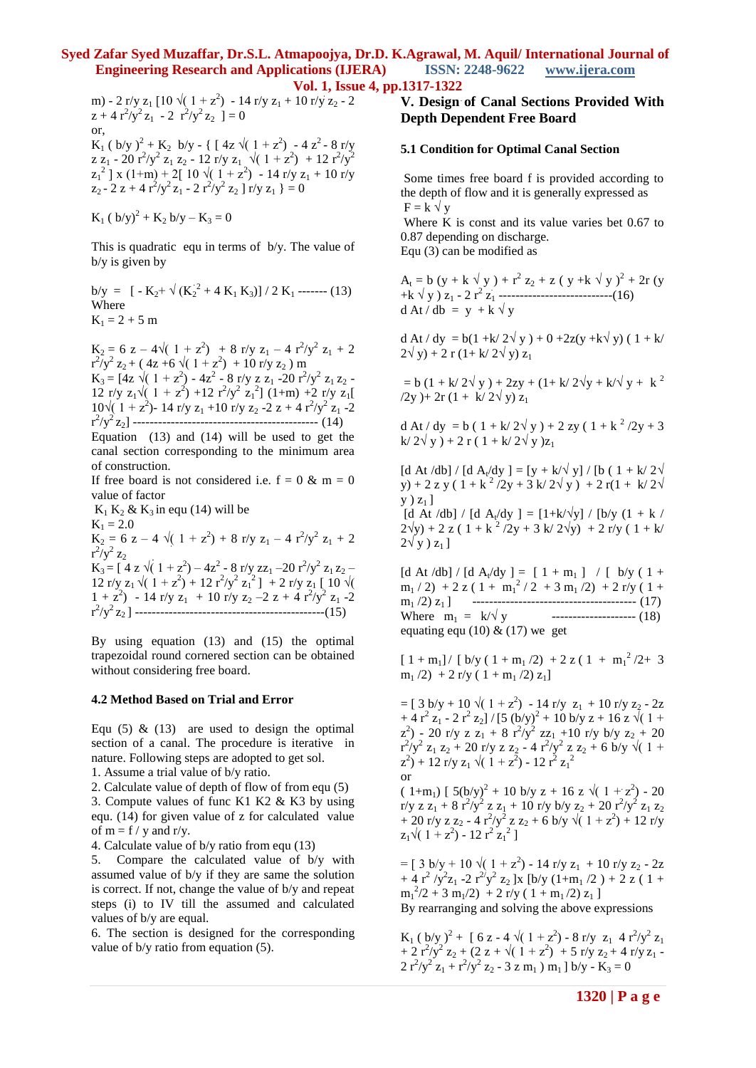$m) - 2\, r/y\, z_1\, [10 \sqrt{(1 + z^2)} - 14\, r/y\, z_1 + 10\, r/y\, z_2 - 2z + 4\, r^2/y^2\, z_1 - 2\, r^2/y^2\, z_2\,] = 0$

or,

$$K_1 \,(b/y)^2 + K_2\, b/y - \{ [\, 4z \sqrt{(1 + z^2)} - 4z^2 - 8\, r/y\, z\, z_1 - 20\, r^2/y^2\, z_1 z_2 - 12\, r/y\, z_1 \sqrt{(1 + z^2)} + 12\, r^2/y^2\, z_1^2\,] \times (1+m) + 2[\, 10 \sqrt{(1 + z^2)} - 14\, r/y\, z_1 + 10\, r/y\, z_2 - 2z + 4\, r^2/y^2\, z_1 - 2\, r^2/y^2\, z_2\,]\, r/y\, z_1 \} = 0$$

$$K_1 \,(b/y)^2 + K_2\, b/y - K_3 = 0$$

This is quadratic equ in terms of b/y. The value of b/y is given by

$$b/y = [\, - K_2 + \sqrt{(K_2^2 + 4 K_1 K_3)}] / 2 K_1 \quad \text{------- (13)}$$

Where

$K_1 = 2 + 5\, m$

$$K_2 = 6z - 4\sqrt{(1 + z^2)} + 8\, r/y\, z_1 - 4\, r^2/y^2\, z_1 + 2\, r^2/y^2\, z_2 + (\, 4z + 6\sqrt{(1 + z^2)} + 10\, r/y\, z_2\,)\, m$$

$$K_3 = [\, 4z \sqrt{(1 + z^2)} - 4z^2 - 8\, r/y\, z\, z_1 - 20\, r^2/y^2\, z_1 z_2 - 12\, r/y\, z_1 \sqrt{(1 + z^2)} + 12\, r^2/y^2\, z_1^2\,]\,(1+m) + 2\, r/y\, z_1 [\, 10\sqrt{(1 + z^2)} - 14\, r/y\, z_1 + 10\, r/y\, z_2 - 2z + 4\, r^2/y^2\, z_1 - 2\, r^2/y^2\, z_2] \quad \text{------------------ (14)}$$

Equation (13) and (14) will be used to get the canal section corresponding to the minimum area of construction.

If free board is not considered i.e. $f = 0$ & $m = 0$ value of factor

$K_1$ $K_2$ & $K_3$ in equ (14) will be

$K_1 = 2.0$

$$K_2 = 6z - 4\sqrt{(1 + z^2)} + 8\, r/y\, z_1 - 4\, r^2/y^2\, z_1 + 2\, r^2/y^2\, z_2$$

$$K_3 = [\, 4z \sqrt{(1 + z^2)} - 4z^2 - 8\, r/y\, z z_1 - 20\, r^2/y^2\, z_1 z_2 - 12\, r/y\, z_1 \sqrt{(1 + z^2)} + 12\, r^2/y^2\, z_1^2\,] + 2\, r/y\, z_1 [\, 10\sqrt{(1 + z^2)} - 14\, r/y\, z_1 + 10\, r/y\, z_2 - 2z + 4\, r^2/y^2\, z_1 - 2\, r^2/y^2\, z_2\,] \quad \text{-------------------(15)}$$

By using equation (13) and (15) the optimal trapezoidal round cornered section can be obtained without considering free board.

### 4.2 Method Based on Trial and Error

Equ (5) & (13) are used to design the optimal section of a canal. The procedure is iterative in nature. Following steps are adopted to get sol.

1. Assume a trial value of b/y ratio.
2. Calculate value of depth of flow of from equ (5)
3. Compute values of func K1 K2 & K3 by using equ. (14) for given value of z for calculated value of $m = f / y$ and r/y.
4. Calculate value of b/y ratio from equ (13)
5. Compare the calculated value of b/y with assumed value of b/y if they are same the solution is correct. If not, change the value of b/y and repeat steps (i) to IV till the assumed and calculated values of b/y are equal.
6. The section is designed for the corresponding value of b/y ratio from equation (5).

## V. Design of Canal Sections Provided With Depth Dependent Free Board

### 5.1 Condition for Optimal Canal Section

Some times free board f is provided according to the depth of flow and it is generally expressed as

$F = k \sqrt{y}$

Where K is const and its value varies bet 0.67 to 0.87 depending on discharge.

Equ (3) can be modified as

$$A_t = b\,(y + k\sqrt{y}\,) + r^2 z_2 + z\,(\, y + k\sqrt{y}\,)^2 + 2r\,(y + k\sqrt{y}\,)\, z_1 - 2\, r^2 z_1 \quad \text{--------------------------(16)}$$

$$d\,At / db = y + k\sqrt{y}$$

$$d\,At / dy = b(1 + k/ 2\sqrt{y}\,) + 0 + 2z(y + k\sqrt{y})\,(\,1 + k/ 2\sqrt{y}) + 2\, r\,(1 + k/ 2\sqrt{y})\, z_1$$

$$= b\,(1 + k/ 2\sqrt{y}\,) + 2zy + (1 + k/ 2\sqrt{y} + k/\sqrt{y} + k^2 /2y\,) + 2r\,(1 + k/ 2\sqrt{y})\, z_1$$

$$d\,At / dy = b\,(\,1 + k/ 2\sqrt{y}\,) + 2\, zy\,(\,1 + k^2 /2y + 3\, k/ 2\sqrt{y}\,) + 2\, r\,(\,1 + k/ 2\sqrt{y}\,) z_1$$

$$[d\,At /db] / [d\,A_t/dy\,] = [y + k/\sqrt{y}] / [b\,(\,1 + k/ 2\sqrt{y}) + 2\,z\,y\,(\,1 + k^2 /2y + 3\,k/ 2\sqrt{y}\,) + 2\,r(1 + k/ 2\sqrt{y}\,)\, z_1]$$

$$[d\,At /db] / [d\,A_t/dy\,] = [1 + k/\sqrt{y}] / [b/y\,(1 + k / 2\sqrt{y}) + 2\,z\,(\,1 + k^2 /2y + 3\,k/ 2\sqrt{y}) + 2\,r/y\,(\,1 + k/ 2\sqrt{y}\,)\, z_1\,]$$

$$[d\,At /db] / [d\,A_t/dy\,] = [\,1 + m_1\,] \,/\, [\,b/y\,(\,1 + m_1 / 2) + 2\,z\,(\,1 + m_1^2 / 2 + 3\,m_1 /2) + 2\,r/y\,(\,1 + m_1 /2)\, z_1\,] \quad \text{--------------------------------------- (17)}$$

$$\text{Where} \quad m_1 = k/\sqrt{y} \quad \text{-------------------- (18)}$$

equating equ (10) & (17) we get

$$[\,1 + m_1]/\,[\,b/y\,(\,1 + m_1 /2) + 2\,z\,(\,1 + m_1^2 /2 + 3\,m_1 /2) + 2\,r/y\,(\,1 + m_1 /2)\, z_1]$$

$$= [\,3\,b/y + 10\sqrt{(1 + z^2)} - 14\,r/y\, z_1 + 10\,r/y\, z_2 - 2z + 4\,r^2 z_1 - 2\,r^2 z_2] \,/\, [5\,(b/y)^2 + 10\,b/y\,z + 16\,z\sqrt{(1 + z^2)} - 20\,r/y\,z\,z_1 + 8\,r^2/y^2\,z z_1 + 10\,r/y\,b/y\,z_2 + 20\,r^2/y^2\,z_1 z_2 + 20\,r/y\,z\,z_2 - 4\,r^2/y^2\,z\,z_2 + 6\,b/y\sqrt{(1 + z^2)} + 12\,r/y\,z_1\sqrt{(1 + z^2)} - 12\,r^2 z_1^2$$

or

$$(\,1 + m_1)\,[\,5(b/y)^2 + 10\,b/y\,z + 16\,z\sqrt{(1 + z^2)} - 20\,r/y\,z\,z_1 + 8\,r^2/y^2\,z\,z_1 + 10\,r/y\,b/y\,z_2 + 20\,r^2/y^2\,z_1 z_2 + 20\,r/y\,z\,z_2 - 4\,r^2/y^2\,z\,z_2 + 6\,b/y\sqrt{(1 + z^2)} + 12\,r/y\,z_1\sqrt{(1 + z^2)} - 12\,r^2 z_1^2\,]$$

$$= [\,3\,b/y + 10\sqrt{(1 + z^2)} - 14\,r/y\, z_1 + 10\,r/y\, z_2 - 2z + 4\,r^2 /y^2 z_1 - 2\,r^2/y^2\, z_2\,] \times [b/y\,(1 + m_1 /2\,) + 2\,z\,(\,1 + m_1^2/2 + 3\,m_1/2) + 2\,r/y\,(\,1 + m_1 /2)\, z_1\,]$$

By rearranging and solving the above expressions

$$K_1\,(\,b/y\,)^2 + [\,6z - 4\sqrt{(1 + z^2)} - 8\,r/y\, z_1\, 4\,r^2/y^2\, z_1 + 2\,r^2/y^2\, z_2 + (2\,z + \sqrt{(1 + z^2)} + 5\,r/y\, z_2 + 4\,r/y\,z_1 - 2\,r^2/y^2\, z_1 + r^2/y^2\, z_2 - 3\,z\,m_1\,)\, m_1\,]\, b/y - K_3 = 0$$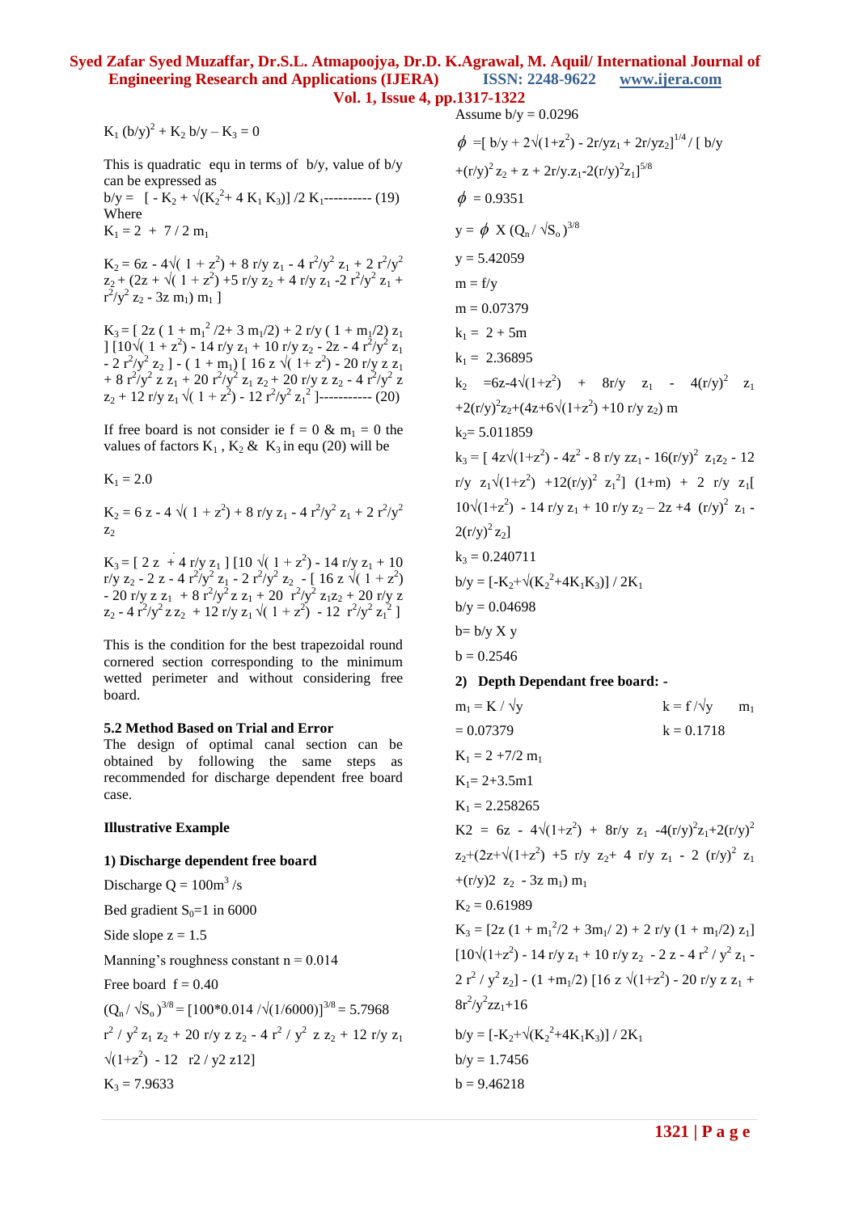$$K_1 (b/y)^2 + K_2\, b/y - K_3 = 0$$

This is quadratic equ in terms of b/y, value of b/y can be expressed as

$$b/y = [-K_2 + \sqrt{(K_2^2 + 4 K_1 K_3)}] / 2 K_1 \quad \text{---------- (19)}$$

Where

$K_1 = 2 + 7/2\, m_1$

$K_2 = 6z - 4\sqrt{(1 + z^2)} + 8\, r/y\, z_1 - 4\, r^2/y^2\, z_1 + 2\, r^2/y^2\, z_2 + (2z + \sqrt{(1 + z^2)} + 5\, r/y\, z_2 + 4\, r/y\, z_1 - 2\, r^2/y^2\, z_1 + r^2/y^2\, z_2 - 3z\, m_1)\, m_1\, ]$

$K_3 = [\, 2z\, (1 + m_1^2/2 + 3\, m_1/2) + 2\, r/y\, (1 + m_1/2)\, z_1\, ]\, [10\sqrt{(1 + z^2)} - 14\, r/y\, z_1 + 10\, r/y\, z_2 - 2z - 4\, r^2/y^2\, z_1 - 2\, r^2/y^2\, z_2\, ] - (1 + m_1)\, [\, 16\, z\, \sqrt{(1 + z^2)} - 20\, r/y\, z\, z_1 + 8\, r^2/y^2\, z\, z_1 + 20\, r^2/y^2\, z_1\, z_2 + 20\, r/y\, z\, z_2 - 4\, r^2/y^2\, z\, z_2 + 12\, r/y\, z_1 \sqrt{(1 + z^2)} - 12\, r^2/y^2\, z_1^2\, ]$ ----------- (20)

If free board is not consider ie f = 0 & $m_1 = 0$ the values of factors $K_1$, $K_2$ & $K_3$ in equ (20) will be

$K_1 = 2.0$

$K_2 = 6\, z - 4\sqrt{(1 + z^2)} + 8\, r/y\, z_1 - 4\, r^2/y^2\, z_1 + 2\, r^2/y^2\, z_2$

$K_3 = [\, 2\, z + 4\, r/y\, z_1\, ]\, [10\sqrt{(1 + z^2)} - 14\, r/y\, z_1 + 10\, r/y\, z_2 - 2\, z - 4\, r^2/y^2\, z_1 - 2\, r^2/y^2\, z_2\, ] - [\, 16\, z \sqrt{(1 + z^2)} - 20\, r/y\, z\, z_1 + 8\, r^2/y^2\, z\, z_1 + 20\, r^2/y^2\, z_1 z_2 + 20\, r/y\, z\, z_2 - 4\, r^2/y^2\, z\, z_2 + 12\, r/y\, z_1 \sqrt{(1 + z^2)} - 12\, r^2/y^2\, z_1^2\, ]$

This is the condition for the best trapezoidal round cornered section corresponding to the minimum wetted perimeter and without considering free board.

### 5.2 Method Based on Trial and Error

The design of optimal canal section can be obtained by following the same steps as recommended for discharge dependent free board case.

### Illustrative Example

#### 1) Discharge dependent free board

Discharge $Q = 100 m^3/s$

Bed gradient $S_0$=1 in 6000

Side slope z = 1.5

Manning's roughness constant n = 0.014

Free board f = 0.40

$(Q_n / \sqrt{S_o})^{3/8} = [100*0.014 / \sqrt{(1/6000)}]^{3/8} = 5.7968$

$r^2 / y^2\, z_1\, z_2 + 20\, r/y\, z\, z_2 - 4\, r^2 / y^2\, z\, z_2 + 12\, r/y\, z_1 \sqrt{(1+z^2)} - 12\, r2 / y2\, z12]$

$K_3 = 7.9633$

Assume b/y = 0.0296

$\phi = [\, b/y + 2\sqrt{(1+z^2)} - 2r/yz_1 + 2r/yz_2]^{1/4} / [\, b/y + (r/y)^2 z_2 + z + 2r/y.z_1 - 2(r/y)^2 z_1]^{5/8}$

$\phi = 0.9351$

$y = \phi\ X\ (Q_n / \sqrt{S_o})^{3/8}$

y = 5.42059

m = f/y

m = 0.07379

$k_1 = 2 + 5m$

$k_1 = 2.36895$

$k_2 = 6z - 4\sqrt{(1+z^2)} + 8r/y\, z_1 - 4(r/y)^2\, z_1 + 2(r/y)^2 z_2 + (4z + 6\sqrt{(1+z^2)} + 10\, r/y\, z_2)\, m$

$k_2 = 5.011859$

$k_3 = [\, 4z\sqrt{(1+z^2)} - 4z^2 - 8\, r/y\, zz_1 - 16(r/y)^2\, z_1 z_2 - 12\, r/y\, z_1\sqrt{(1+z^2)} + 12(r/y)^2\, z_1^2]\, (1+m) + 2\, r/y\, z_1[\, 10\sqrt{(1+z^2)} - 14\, r/y\, z_1 + 10\, r/y\, z_2 - 2z + 4\, (r/y)^2\, z_1 - 2(r/y)^2 z_2]$

$k_3 = 0.240711$

$b/y = [-K_2 + \sqrt{(K_2^2 + 4K_1K_3)}] / 2K_1$

b/y = 0.04698

b= b/y X y

b = 0.2546

#### 2) Depth Dependant free board: -

$m_1 = K / \sqrt{y}$ $\qquad k = f / \sqrt{y}\ \ m_1$

$= 0.07379$ $\qquad k = 0.1718$

$K_1 = 2 + 7/2\, m_1$

$K_1 = 2 + 3.5m1$

$K_1 = 2.258265$

$K2 = 6z - 4\sqrt{(1+z^2)} + 8r/y\, z_1 - 4(r/y)^2 z_1 + 2(r/y)^2 z_2 + (2z + \sqrt{(1+z^2)} + 5\, r/y\, z_2 + 4\, r/y\, z_1 - 2\, (r/y)^2\, z_1 + (r/y)2\, z_2 - 3z\, m_1)\, m_1$

$K_2 = 0.61989$

$K_3 = [2z\, (1 + m_1^2/2 + 3m_1/2) + 2\, r/y\, (1 + m_1/2)\, z_1]\, [10\sqrt{(1+z^2)} - 14\, r/y\, z_1 + 10\, r/y\, z_2 - 2\, z - 4\, r^2 / y^2\, z_1 - 2\, r^2 / y^2\, z_2] - (1 + m_1/2)\, [16\, z\, \sqrt{(1+z^2)} - 20\, r/y\, z\, z_1 + 8r^2/y^2 zz_1 + 16$

$b/y = [-K_2 + \sqrt{(K_2^2 + 4K_1K_3)}] / 2K_1$

b/y = 1.7456

b = 9.46218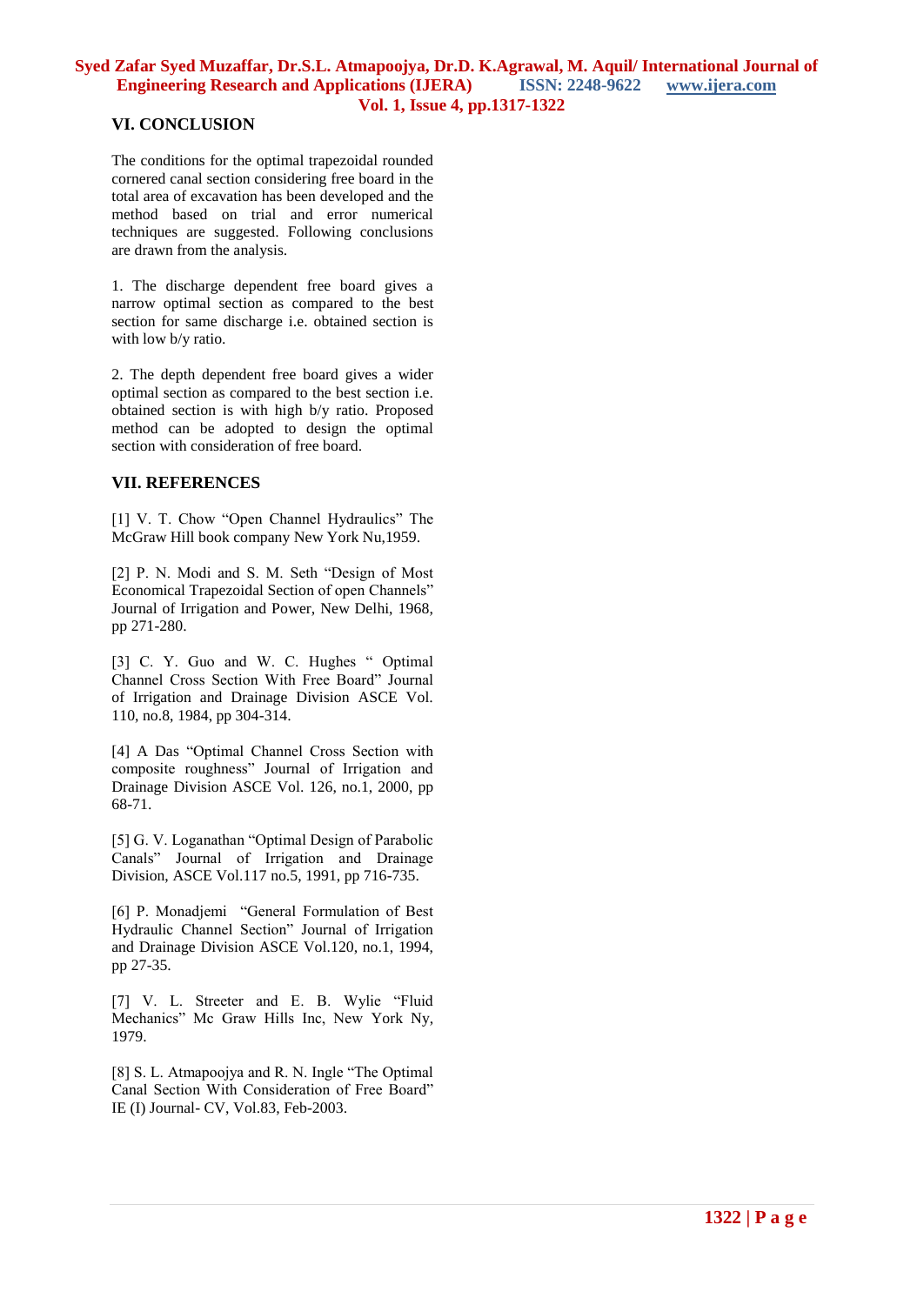## VI. CONCLUSION

The conditions for the optimal trapezoidal rounded cornered canal section considering free board in the total area of excavation has been developed and the method based on trial and error numerical techniques are suggested. Following conclusions are drawn from the analysis.

1. The discharge dependent free board gives a narrow optimal section as compared to the best section for same discharge i.e. obtained section is with low b/y ratio.

2. The depth dependent free board gives a wider optimal section as compared to the best section i.e. obtained section is with high b/y ratio. Proposed method can be adopted to design the optimal section with consideration of free board.

## VII. REFERENCES

[1] V. T. Chow "Open Channel Hydraulics" The McGraw Hill book company New York Nu,1959.

[2] P. N. Modi and S. M. Seth "Design of Most Economical Trapezoidal Section of open Channels" Journal of Irrigation and Power, New Delhi, 1968, pp 271-280.

[3] C. Y. Guo and W. C. Hughes " Optimal Channel Cross Section With Free Board" Journal of Irrigation and Drainage Division ASCE Vol. 110, no.8, 1984, pp 304-314.

[4] A Das "Optimal Channel Cross Section with composite roughness" Journal of Irrigation and Drainage Division ASCE Vol. 126, no.1, 2000, pp 68-71.

[5] G. V. Loganathan "Optimal Design of Parabolic Canals" Journal of Irrigation and Drainage Division, ASCE Vol.117 no.5, 1991, pp 716-735.

[6] P. Monadjemi "General Formulation of Best Hydraulic Channel Section" Journal of Irrigation and Drainage Division ASCE Vol.120, no.1, 1994, pp 27-35.

[7] V. L. Streeter and E. B. Wylie "Fluid Mechanics" Mc Graw Hills Inc, New York Ny, 1979.

[8] S. L. Atmapoojya and R. N. Ingle "The Optimal Canal Section With Consideration of Free Board" IE (I) Journal- CV, Vol.83, Feb-2003.